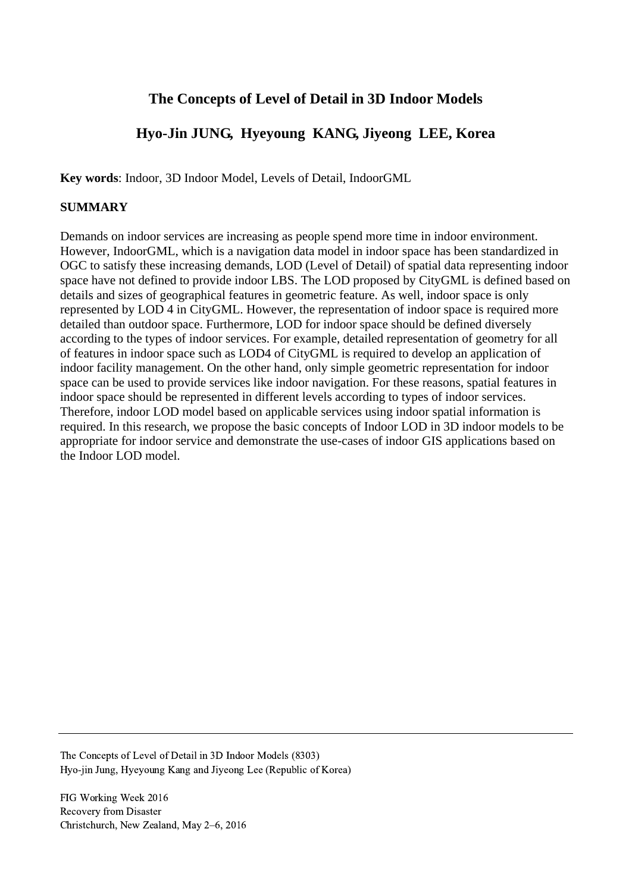# The Concepts of Level of Detail in 3D Indoor Models

## Hyo-Jin JUNG, Hyeyoung KANG, Jiyeong LEE, Korea

**Key words**: Indoor, 3D Indoor Model, Levels of Detail, IndoorGML

**SUMMARY**

Demands on indoor services are increasing as people spend more time in indoor environment. However, IndoorGML, which is a navigation data model in indoor space has been standardized in OGC to satisfy these increasing demands, LOD (Level of Detail) of spatial data representing indoor space have not defined to provide indoor LBS. The LOD proposed by CityGML is defined based on details and sizes of geographical features in geometric feature. As well, indoor space is only represented by LOD 4 in CityGML. However, the representation of indoor space is required more detailed than outdoor space. Furthermore, LOD for indoor space should be defined diversely according to the types of indoor services. For example, detailed representation of geometry for all of features in indoor space such as LOD4 of CityGML is required to develop an application of indoor facility management. On the other hand, only simple geometric representation for indoor space can be used to provide services like indoor navigation. For these reasons, spatial features in indoor space should be represented in different levels according to types of indoor services. Therefore, indoor LOD model based on applicable services using indoor spatial information is required. In this research, we propose the basic concepts of Indoor LOD in 3D indoor models to be appropriate for indoor service and demonstrate the use-cases of indoor GIS applications based on the Indoor LOD model.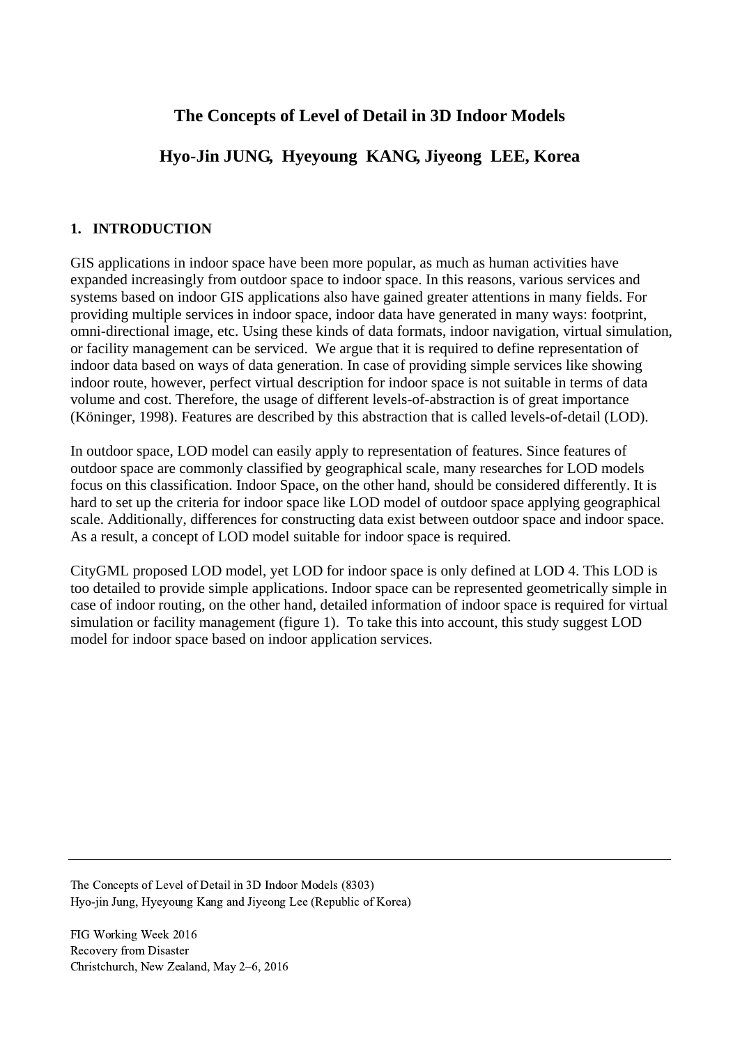# The Concepts of Level of Detail in 3D Indoor Models

## Hyo-Jin JUNG, Hyeyoung KANG, Jiyeong LEE, Korea

## 1. INTRODUCTION

GIS applications in indoor space have been more popular, as much as human activities have expanded increasingly from outdoor space to indoor space. In this reasons, various services and systems based on indoor GIS applications also have gained greater attentions in many fields. For providing multiple services in indoor space, indoor data have generated in many ways: footprint, omni-directional image, etc. Using these kinds of data formats, indoor navigation, virtual simulation, or facility management can be serviced. We argue that it is required to define representation of indoor data based on ways of data generation. In case of providing simple services like showing indoor route, however, perfect virtual description for indoor space is not suitable in terms of data volume and cost. Therefore, the usage of different levels-of-abstraction is of great importance (Köninger, 1998). Features are described by this abstraction that is called levels-of-detail (LOD).

In outdoor space, LOD model can easily apply to representation of features. Since features of outdoor space are commonly classified by geographical scale, many researches for LOD models focus on this classification. Indoor Space, on the other hand, should be considered differently. It is hard to set up the criteria for indoor space like LOD model of outdoor space applying geographical scale. Additionally, differences for constructing data exist between outdoor space and indoor space. As a result, a concept of LOD model suitable for indoor space is required.

CityGML proposed LOD model, yet LOD for indoor space is only defined at LOD 4. This LOD is too detailed to provide simple applications. Indoor space can be represented geometrically simple in case of indoor routing, on the other hand, detailed information of indoor space is required for virtual simulation or facility management (figure 1). To take this into account, this study suggest LOD model for indoor space based on indoor application services.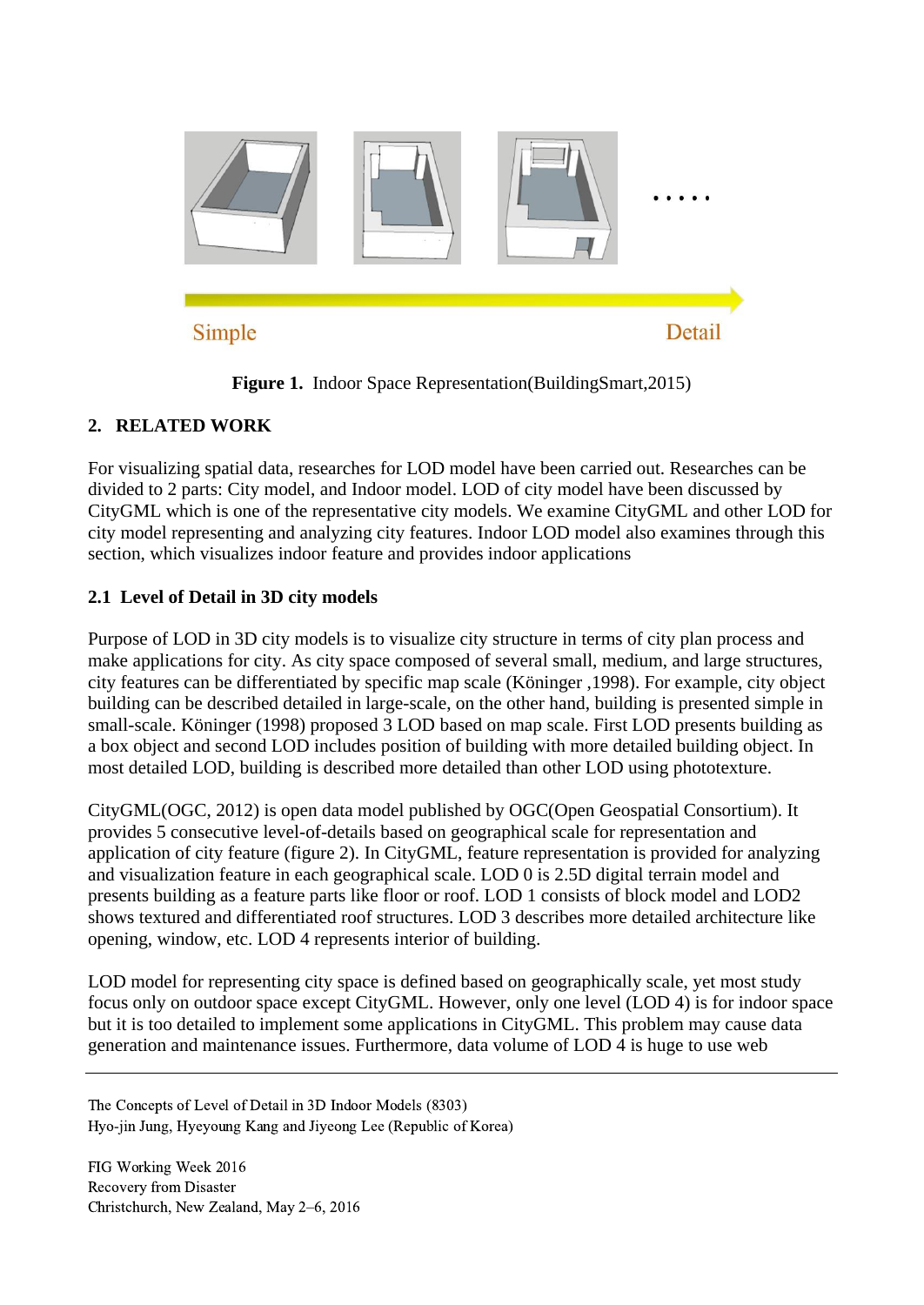Simple Detail

**Figure 1.** Indoor Space Representation(BuildingSmart,2015)

## 2. RELATED WORK

For visualizing spatial data, researches for LOD model have been carried out. Researches can be divided to 2 parts: City model, and Indoor model. LOD of city model have been discussed by CityGML which is one of the representative city models. We examine CityGML and other LOD for city model representing and analyzing city features. Indoor LOD model also examines through this section, which visualizes indoor feature and provides indoor applications

### 2.1 Level of Detail in 3D city models

Purpose of LOD in 3D city models is to visualize city structure in terms of city plan process and make applications for city. As city space composed of several small, medium, and large structures, city features can be differentiated by specific map scale (Köninger ,1998). For example, city object building can be described detailed in large-scale, on the other hand, building is presented simple in small-scale. Köninger (1998) proposed 3 LOD based on map scale. First LOD presents building as a box object and second LOD includes position of building with more detailed building object. In most detailed LOD, building is described more detailed than other LOD using phototexture.

CityGML(OGC, 2012) is open data model published by OGC(Open Geospatial Consortium). It provides 5 consecutive level-of-details based on geographical scale for representation and application of city feature (figure 2). In CityGML, feature representation is provided for analyzing and visualization feature in each geographical scale. LOD 0 is 2.5D digital terrain model and presents building as a feature parts like floor or roof. LOD 1 consists of block model and LOD2 shows textured and differentiated roof structures. LOD 3 describes more detailed architecture like opening, window, etc. LOD 4 represents interior of building.

LOD model for representing city space is defined based on geographically scale, yet most study focus only on outdoor space except CityGML. However, only one level (LOD 4) is for indoor space but it is too detailed to implement some applications in CityGML. This problem may cause data generation and maintenance issues. Furthermore, data volume of LOD 4 is huge to use web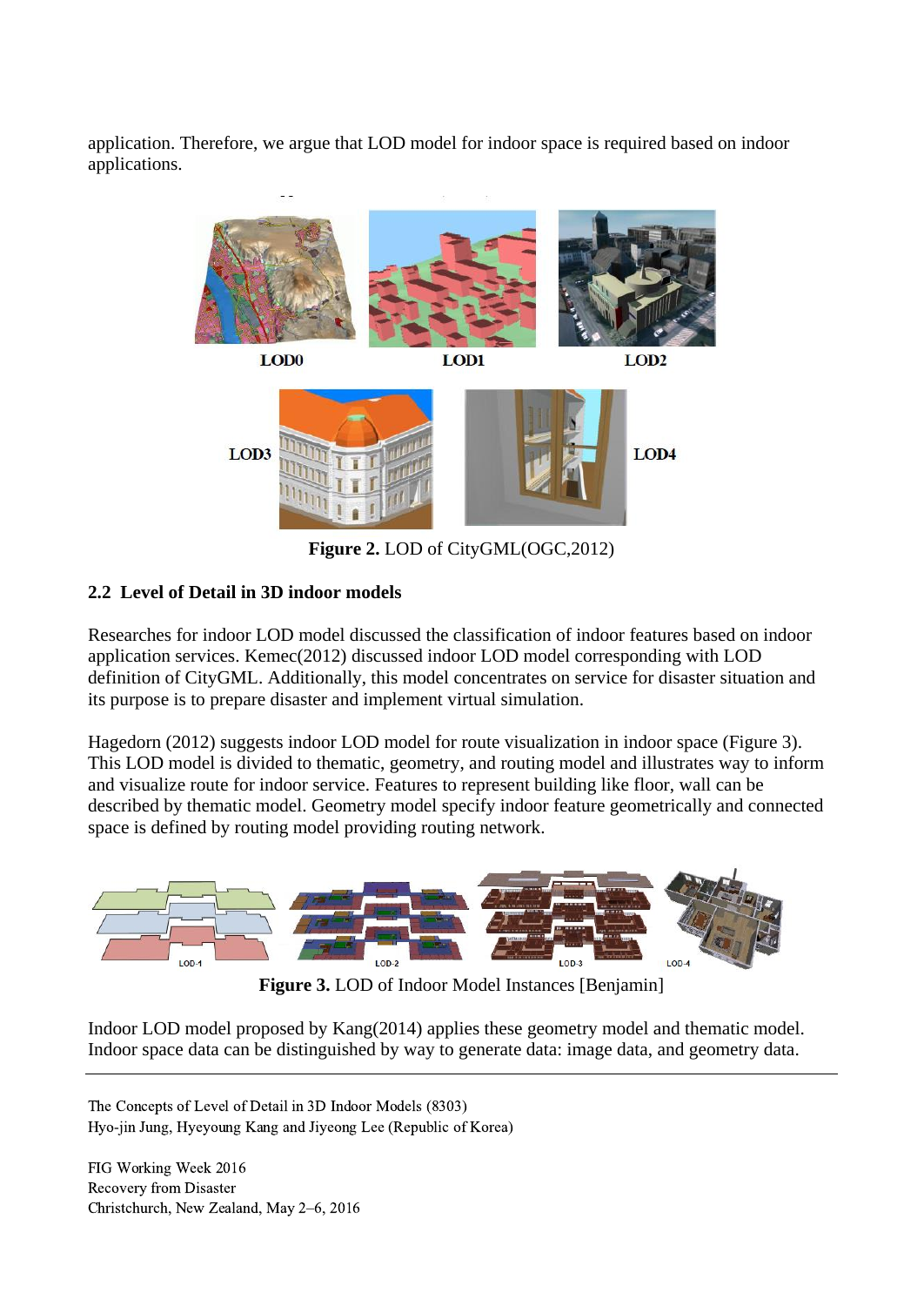application. Therefore, we argue that LOD model for indoor space is required based on indoor applications.

**Figure 2.** LOD of CityGML(OGC,2012)

## 2.2 Level of Detail in 3D indoor models

Researches for indoor LOD model discussed the classification of indoor features based on indoor application services. Kemec(2012) discussed indoor LOD model corresponding with LOD definition of CityGML. Additionally, this model concentrates on service for disaster situation and its purpose is to prepare disaster and implement virtual simulation.

Hagedorn (2012) suggests indoor LOD model for route visualization in indoor space (Figure 3). This LOD model is divided to thematic, geometry, and routing model and illustrates way to inform and visualize route for indoor service. Features to represent building like floor, wall can be described by thematic model. Geometry model specify indoor feature geometrically and connected space is defined by routing model providing routing network.

**Figure 3.** LOD of Indoor Model Instances [Benjamin]

Indoor LOD model proposed by Kang(2014) applies these geometry model and thematic model. Indoor space data can be distinguished by way to generate data: image data, and geometry data.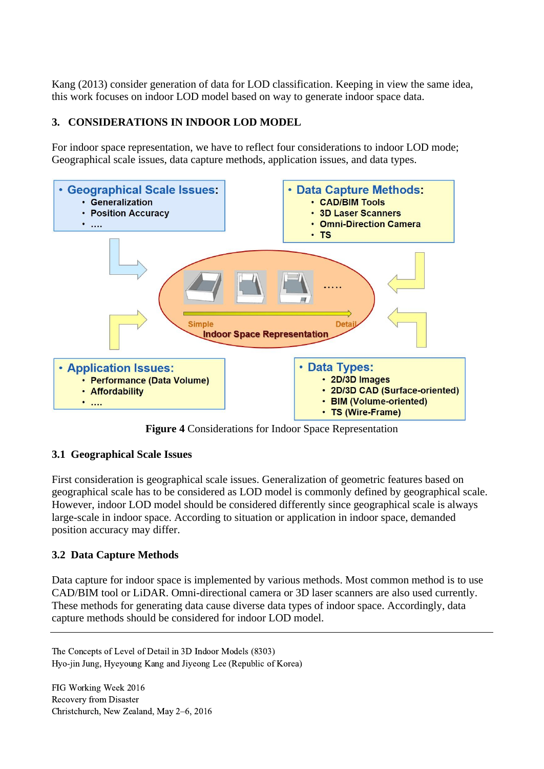Kang (2013) consider generation of data for LOD classification. Keeping in view the same idea, this work focuses on indoor LOD model based on way to generate indoor space data.

## 3. CONSIDERATIONS IN INDOOR LOD MODEL

For indoor space representation, we have to reflect four considerations to indoor LOD mode; Geographical scale issues, data capture methods, application issues, and data types.

- **Geographical Scale Issues:**
  - Generalization
  - Position Accuracy
  - ....
- **Data Capture Methods:**
  - CAD/BIM Tools
  - 3D Laser Scanners
  - Omni-Direction Camera
  - TS

Simple → Detail
Indoor Space Representation

- **Application Issues:**
  - Performance (Data Volume)
  - Affordability
  - ....
- **Data Types:**
  - 2D/3D Images
  - 2D/3D CAD (Surface-oriented)
  - BIM (Volume-oriented)
  - TS (Wire-Frame)

**Figure 4** Considerations for Indoor Space Representation

### 3.1 Geographical Scale Issues

First consideration is geographical scale issues. Generalization of geometric features based on geographical scale has to be considered as LOD model is commonly defined by geographical scale. However, indoor LOD model should be considered differently since geographical scale is always large-scale in indoor space. According to situation or application in indoor space, demanded position accuracy may differ.

### 3.2 Data Capture Methods

Data capture for indoor space is implemented by various methods. Most common method is to use CAD/BIM tool or LiDAR. Omni-directional camera or 3D laser scanners are also used currently. These methods for generating data cause diverse data types of indoor space. Accordingly, data capture methods should be considered for indoor LOD model.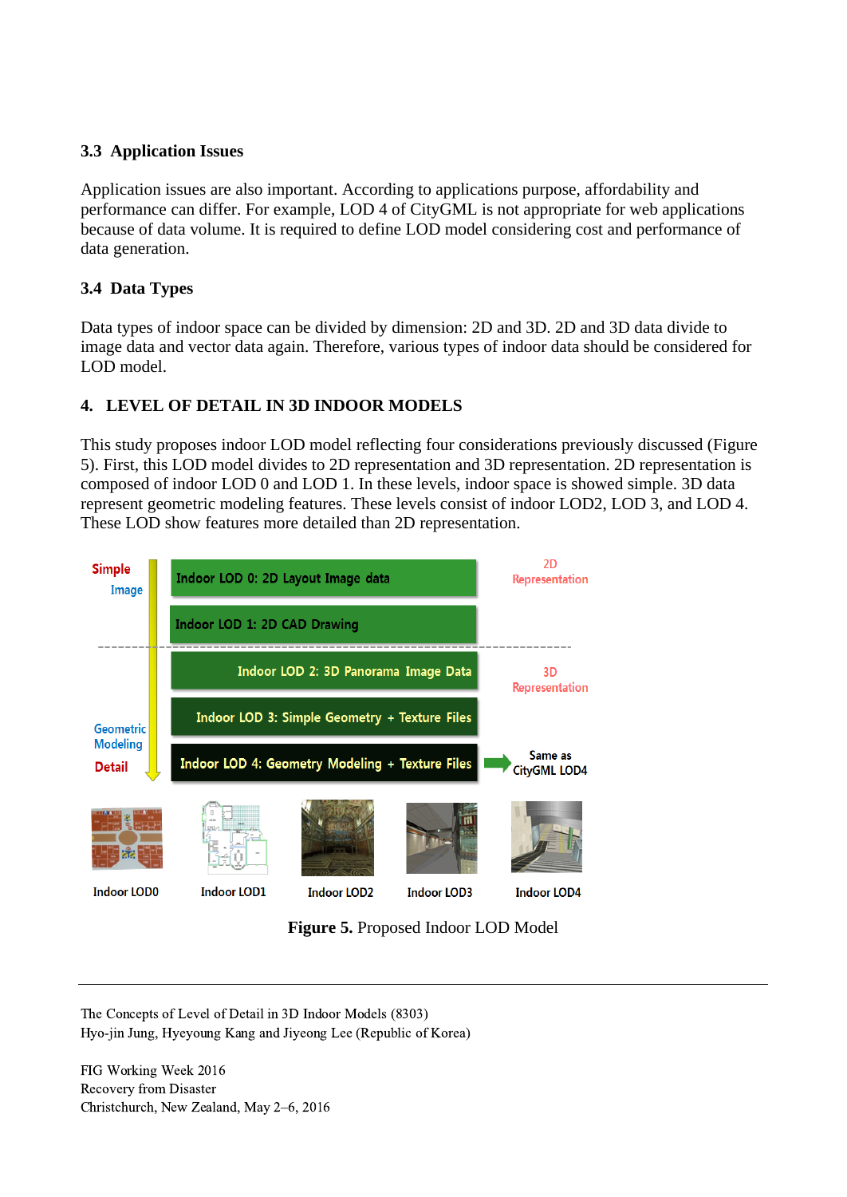### 3.3 Application Issues

Application issues are also important. According to applications purpose, affordability and performance can differ. For example, LOD 4 of CityGML is not appropriate for web applications because of data volume. It is required to define LOD model considering cost and performance of data generation.

### 3.4 Data Types

Data types of indoor space can be divided by dimension: 2D and 3D. 2D and 3D data divide to image data and vector data again. Therefore, various types of indoor data should be considered for LOD model.

## 4. LEVEL OF DETAIL IN 3D INDOOR MODELS

This study proposes indoor LOD model reflecting four considerations previously discussed (Figure 5). First, this LOD model divides to 2D representation and 3D representation. 2D representation is composed of indoor LOD 0 and LOD 1. In these levels, indoor space is showed simple. 3D data represent geometric modeling features. These levels consist of indoor LOD2, LOD 3, and LOD 4. These LOD show features more detailed than 2D representation.

Simple
Image

Indoor LOD 0: 2D Layout Image data
Indoor LOD 1: 2D CAD Drawing

2D Representation

Indoor LOD 2: 3D Panorama Image Data
Indoor LOD 3: Simple Geometry + Texture Files
Indoor LOD 4: Geometry Modeling + Texture Files

3D Representation

Same as CityGML LOD4

Geometric Modeling
Detail

Indoor LOD0 | Indoor LOD1 | Indoor LOD2 | Indoor LOD3 | Indoor LOD4

**Figure 5.** Proposed Indoor LOD Model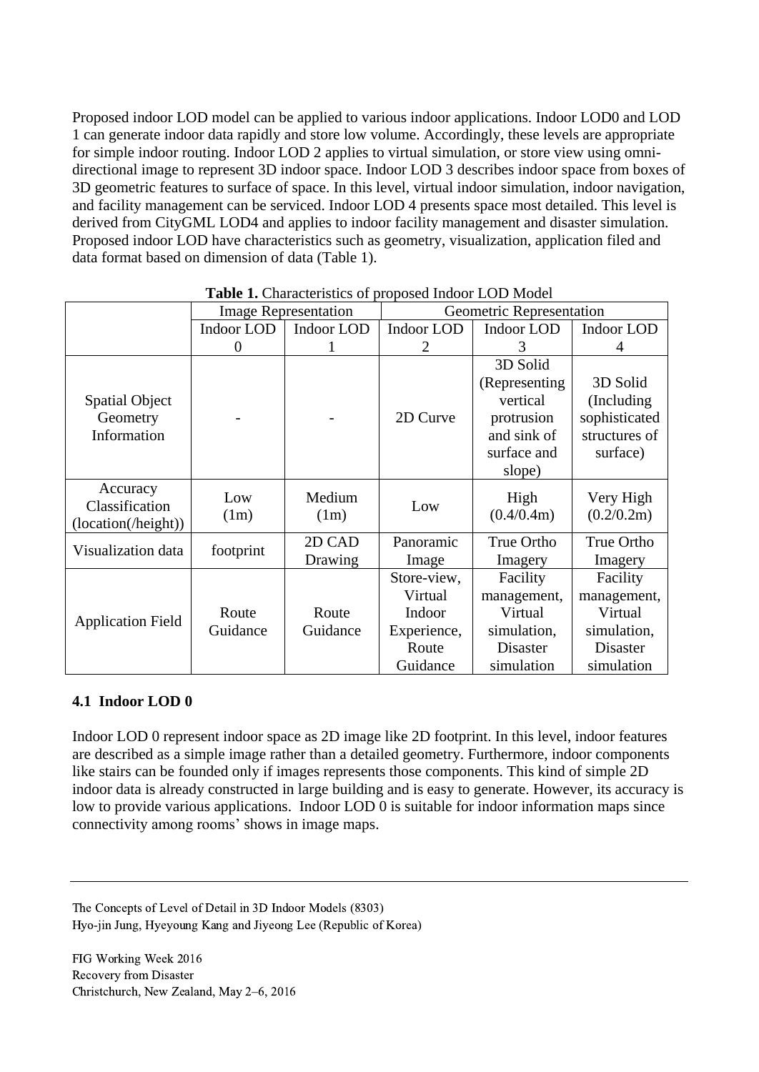Proposed indoor LOD model can be applied to various indoor applications. Indoor LOD0 and LOD 1 can generate indoor data rapidly and store low volume. Accordingly, these levels are appropriate for simple indoor routing. Indoor LOD 2 applies to virtual simulation, or store view using omni-directional image to represent 3D indoor space. Indoor LOD 3 describes indoor space from boxes of 3D geometric features to surface of space. In this level, virtual indoor simulation, indoor navigation, and facility management can be serviced. Indoor LOD 4 presents space most detailed. This level is derived from CityGML LOD4 and applies to indoor facility management and disaster simulation. Proposed indoor LOD have characteristics such as geometry, visualization, application filed and data format based on dimension of data (Table 1).

**Table 1.** Characteristics of proposed Indoor LOD Model

| | Image Representation | | Geometric Representation | | |
|---|---|---|---|---|---|
| | Indoor LOD 0 | Indoor LOD 1 | Indoor LOD 2 | Indoor LOD 3 | Indoor LOD 4 |
| Spatial Object Geometry Information | - | - | 2D Curve | 3D Solid (Representing vertical protrusion and sink of surface and slope) | 3D Solid (Including sophisticated structures of surface) |
| Accuracy Classification (location(/height)) | Low (1m) | Medium (1m) | Low | High (0.4/0.4m) | Very High (0.2/0.2m) |
| Visualization data | footprint | 2D CAD Drawing | Panoramic Image | True Ortho Imagery | True Ortho Imagery |
| Application Field | Route Guidance | Route Guidance | Store-view, Virtual Indoor Experience, Route Guidance | Facility management, Virtual simulation, Disaster simulation | Facility management, Virtual simulation, Disaster simulation |

### 4.1 Indoor LOD 0

Indoor LOD 0 represent indoor space as 2D image like 2D footprint. In this level, indoor features are described as a simple image rather than a detailed geometry. Furthermore, indoor components like stairs can be founded only if images represents those components. This kind of simple 2D indoor data is already constructed in large building and is easy to generate. However, its accuracy is low to provide various applications. Indoor LOD 0 is suitable for indoor information maps since connectivity among rooms' shows in image maps.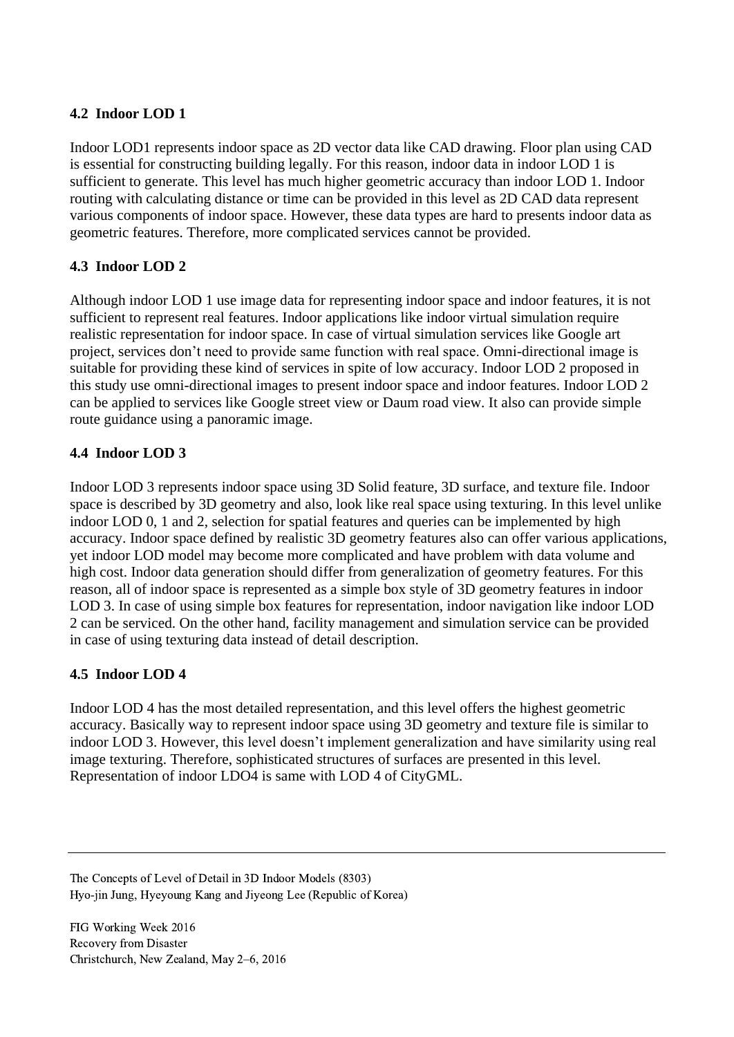### 4.2 Indoor LOD 1

Indoor LOD1 represents indoor space as 2D vector data like CAD drawing. Floor plan using CAD is essential for constructing building legally. For this reason, indoor data in indoor LOD 1 is sufficient to generate. This level has much higher geometric accuracy than indoor LOD 1. Indoor routing with calculating distance or time can be provided in this level as 2D CAD data represent various components of indoor space. However, these data types are hard to presents indoor data as geometric features. Therefore, more complicated services cannot be provided.

### 4.3 Indoor LOD 2

Although indoor LOD 1 use image data for representing indoor space and indoor features, it is not sufficient to represent real features. Indoor applications like indoor virtual simulation require realistic representation for indoor space. In case of virtual simulation services like Google art project, services don't need to provide same function with real space. Omni-directional image is suitable for providing these kind of services in spite of low accuracy. Indoor LOD 2 proposed in this study use omni-directional images to present indoor space and indoor features. Indoor LOD 2 can be applied to services like Google street view or Daum road view. It also can provide simple route guidance using a panoramic image.

### 4.4 Indoor LOD 3

Indoor LOD 3 represents indoor space using 3D Solid feature, 3D surface, and texture file. Indoor space is described by 3D geometry and also, look like real space using texturing. In this level unlike indoor LOD 0, 1 and 2, selection for spatial features and queries can be implemented by high accuracy. Indoor space defined by realistic 3D geometry features also can offer various applications, yet indoor LOD model may become more complicated and have problem with data volume and high cost. Indoor data generation should differ from generalization of geometry features. For this reason, all of indoor space is represented as a simple box style of 3D geometry features in indoor LOD 3. In case of using simple box features for representation, indoor navigation like indoor LOD 2 can be serviced. On the other hand, facility management and simulation service can be provided in case of using texturing data instead of detail description.

### 4.5 Indoor LOD 4

Indoor LOD 4 has the most detailed representation, and this level offers the highest geometric accuracy. Basically way to represent indoor space using 3D geometry and texture file is similar to indoor LOD 3. However, this level doesn't implement generalization and have similarity using real image texturing. Therefore, sophisticated structures of surfaces are presented in this level. Representation of indoor LDO4 is same with LOD 4 of CityGML.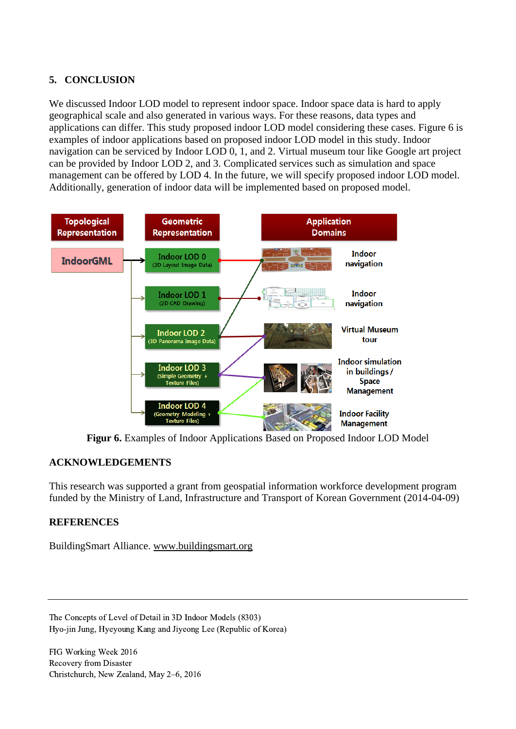## 5. CONCLUSION

We discussed Indoor LOD model to represent indoor space. Indoor space data is hard to apply geographical scale and also generated in various ways. For these reasons, data types and applications can differ. This study proposed indoor LOD model considering these cases. Figure 6 is examples of indoor applications based on proposed indoor LOD model in this study. Indoor navigation can be serviced by Indoor LOD 0, 1, and 2. Virtual museum tour like Google art project can be provided by Indoor LOD 2, and 3. Complicated services such as simulation and space management can be offered by LOD 4. In the future, we will specify proposed indoor LOD model. Additionally, generation of indoor data will be implemented based on proposed model.

**Figur 6.** Examples of Indoor Applications Based on Proposed Indoor LOD Model

## ACKNOWLEDGEMENTS

This research was supported a grant from geospatial information workforce development program funded by the Ministry of Land, Infrastructure and Transport of Korean Government (2014-04-09)

## REFERENCES

BuildingSmart Alliance. www.buildingsmart.org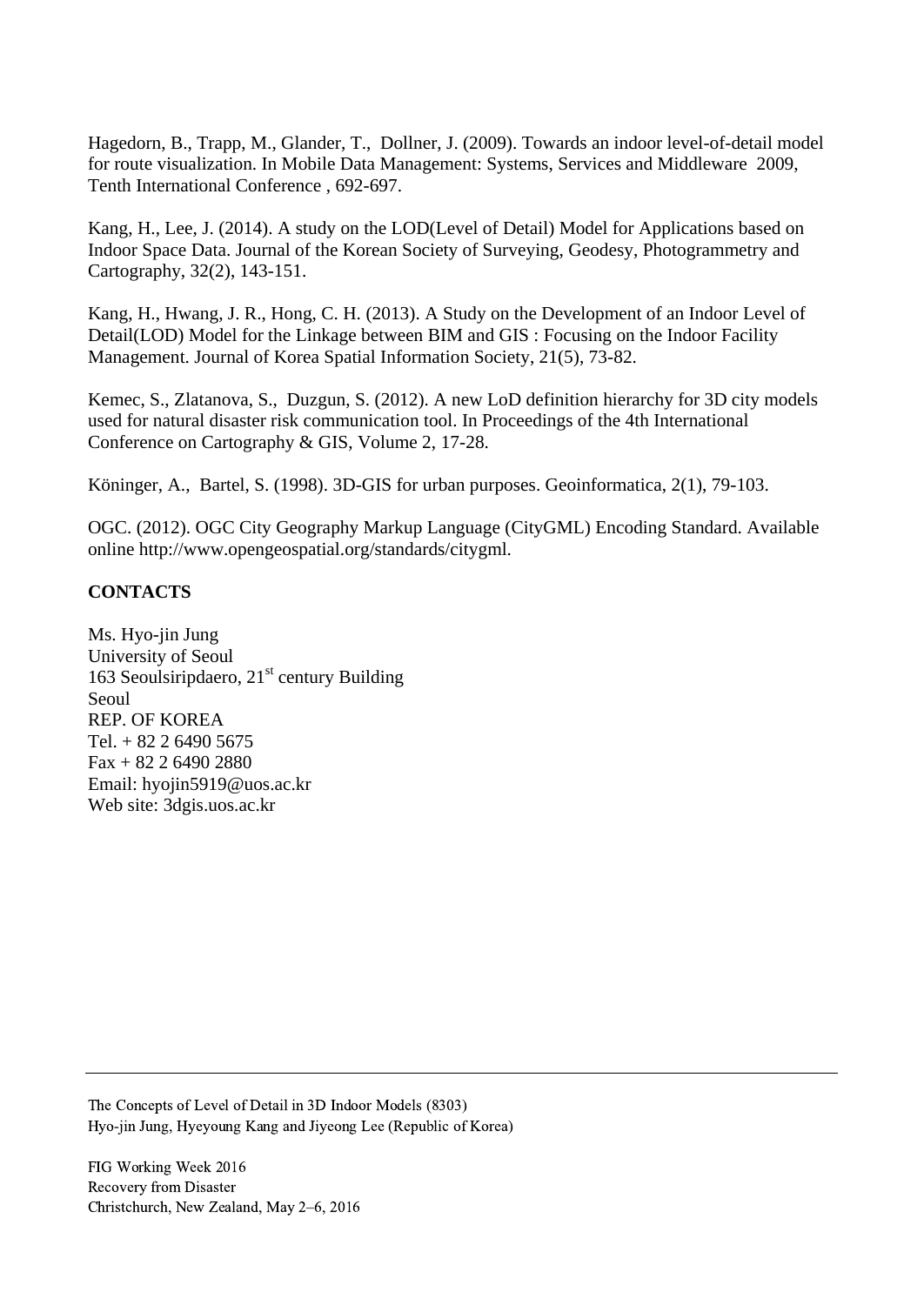Hagedorn, B., Trapp, M., Glander, T., Dollner, J. (2009). Towards an indoor level-of-detail model for route visualization. In Mobile Data Management: Systems, Services and Middleware 2009, Tenth International Conference , 692-697.

Kang, H., Lee, J. (2014). A study on the LOD(Level of Detail) Model for Applications based on Indoor Space Data. Journal of the Korean Society of Surveying, Geodesy, Photogrammetry and Cartography, 32(2), 143-151.

Kang, H., Hwang, J. R., Hong, C. H. (2013). A Study on the Development of an Indoor Level of Detail(LOD) Model for the Linkage between BIM and GIS : Focusing on the Indoor Facility Management. Journal of Korea Spatial Information Society, 21(5), 73-82.

Kemec, S., Zlatanova, S., Duzgun, S. (2012). A new LoD definition hierarchy for 3D city models used for natural disaster risk communication tool. In Proceedings of the 4th International Conference on Cartography & GIS, Volume 2, 17-28.

Köninger, A., Bartel, S. (1998). 3D-GIS for urban purposes. Geoinformatica, 2(1), 79-103.

OGC. (2012). OGC City Geography Markup Language (CityGML) Encoding Standard. Available online http://www.opengeospatial.org/standards/citygml.

**CONTACTS**

Ms. Hyo-jin Jung
University of Seoul
163 Seoulsiripdaero, 21st century Building
Seoul
REP. OF KOREA
Tel. + 82 2 6490 5675
Fax + 82 2 6490 2880
Email: hyojin5919@uos.ac.kr
Web site: 3dgis.uos.ac.kr